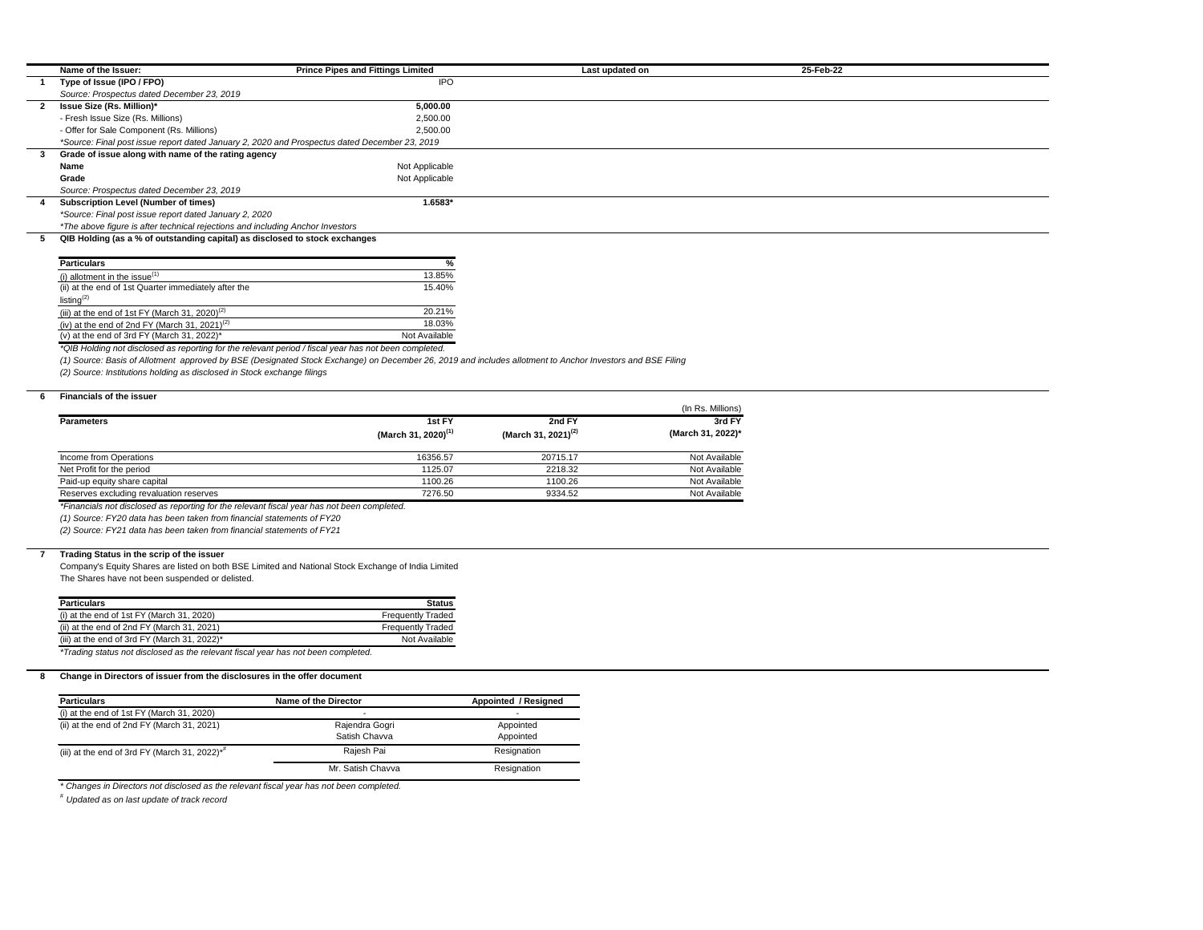| | Name of the Issuer: | Prince Pipes and Fittings Limited | Last updated on | 25-Feb-22 |
|---|---|---|---|---|

**1 Type of Issue (IPO / FPO)** — IPO

*Source: Prospectus dated December 23, 2019*

**2 Issue Size (Rs. Million)*** — **5,000.00**

- Fresh Issue Size (Rs. Millions) — 2,500.00
- Offer for Sale Component (Rs. Millions) — 2,500.00

*\*Source: Final post issue report dated January 2, 2020 and Prospectus dated December 23, 2019*

**3 Grade of issue along with name of the rating agency**

| | |
|---|---|
| **Name** | Not Applicable |
| **Grade** | Not Applicable |

*Source: Prospectus dated December 23, 2019*

**4 Subscription Level (Number of times)** — **1.6583***

*\*Source: Final post issue report dated January 2, 2020*

*\*The above figure is after technical rejections and including Anchor Investors*

**5 QIB Holding (as a % of outstanding capital) as disclosed to stock exchanges**

| Particulars | % |
|---|---|
| (i) allotment in the issue[1] | 13.85% |
| (ii) at the end of 1st Quarter immediately after the listing[2] | 15.40% |
| (iii) at the end of 1st FY (March 31, 2020)[2] | 20.21% |
| (iv) at the end of 2nd FY (March 31, 2021)[2] | 18.03% |
| (v) at the end of 3rd FY (March 31, 2022)* | Not Available |

*\*QIB Holding not disclosed as reporting for the relevant period / fiscal year has not been completed.*

*(1) Source: Basis of Allotment approved by BSE (Designated Stock Exchange) on December 26, 2019 and includes allotment to Anchor Investors and BSE Filing*

*(2) Source: Institutions holding as disclosed in Stock exchange filings*

**6 Financials of the issuer**

(In Rs. Millions)

| Parameters | 1st FY (March 31, 2020)[1] | 2nd FY (March 31, 2021)[2] | 3rd FY (March 31, 2022)* |
|---|---|---|---|
| Income from Operations | 16356.57 | 20715.17 | Not Available |
| Net Profit for the period | 1125.07 | 2218.32 | Not Available |
| Paid-up equity share capital | 1100.26 | 1100.26 | Not Available |
| Reserves excluding revaluation reserves | 7276.50 | 9334.52 | Not Available |

*\*Financials not disclosed as reporting for the relevant fiscal year has not been completed.*

*(1) Source: FY20 data has been taken from financial statements of FY20*

*(2) Source: FY21 data has been taken from financial statements of FY21*

**7 Trading Status in the scrip of the issuer**

Company's Equity Shares are listed on both BSE Limited and National Stock Exchange of India Limited

The Shares have not been suspended or delisted.

| Particulars | Status |
|---|---|
| (i) at the end of 1st FY (March 31, 2020) | Frequently Traded |
| (ii) at the end of 2nd FY (March 31, 2021) | Frequently Traded |
| (iii) at the end of 3rd FY (March 31, 2022)* | Not Available |

*\*Trading status not disclosed as the relevant fiscal year has not been completed.*

**8 Change in Directors of issuer from the disclosures in the offer document**

| Particulars | Name of the Director | Appointed / Resigned |
|---|---|---|
| (i) at the end of 1st FY (March 31, 2020) | - | - |
| (ii) at the end of 2nd FY (March 31, 2021) | Rajendra Gogri | Appointed |
| | Satish Chavva | Appointed |
| (iii) at the end of 3rd FY (March 31, 2022)*# | Rajesh Pai | Resignation |
| | Mr. Satish Chavva | Resignation |

*\* Changes in Directors not disclosed as the relevant fiscal year has not been completed.*

*# Updated as on last update of track record*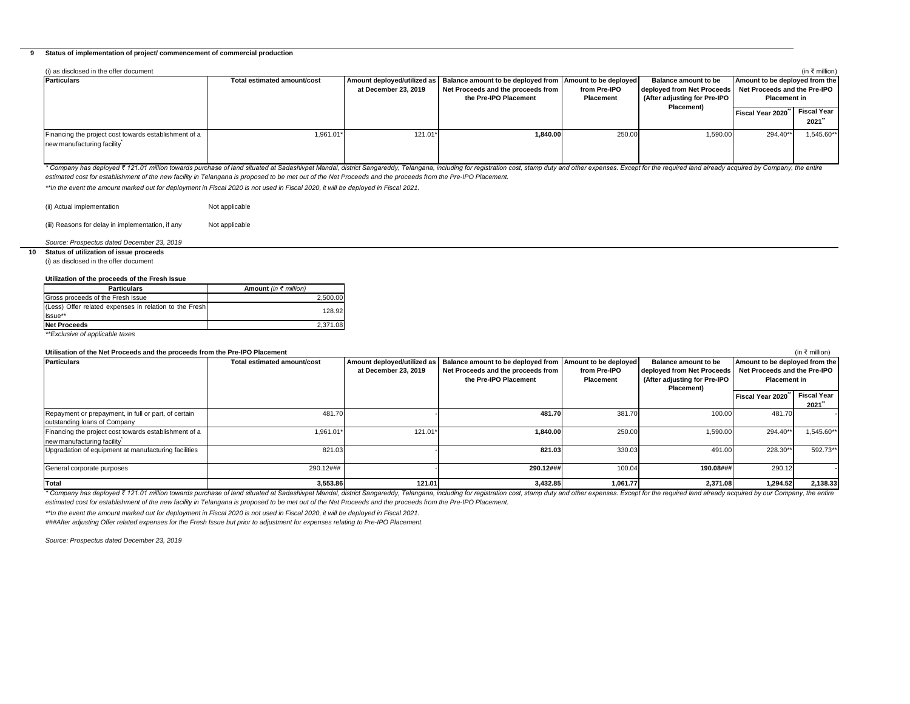## 9 Status of implementation of project/ commencement of commercial production

(i) as disclosed in the offer document

(in ₹ million)

| Particulars | Total estimated amount/cost | Amount deployed/utilized as at December 23, 2019 | Balance amount to be deployed from Net Proceeds and the proceeds from the Pre-IPO Placement | Amount to be deployed from Pre-IPO Placement | Balance amount to be deployed from Net Proceeds (After adjusting for Pre-IPO Placement) | Amount to be deployed from the Net Proceeds and the Pre-IPO Placement in | |
|---|---|---|---|---|---|---|---|
| | | | | | | Fiscal Year 2020** | Fiscal Year 2021** |
| Financing the project cost towards establishment of a new manufacturing facility* | 1,961.01* | 121.01* | **1,840.00** | 250.00 | 1,590.00 | 294.40** | 1,545.60** |

*\* Company has deployed ₹ 121.01 million towards purchase of land situated at Sadashivpet Mandal, district Sangareddy, Telangana, including for registration cost, stamp duty and other expenses. Except for the required land already acquired by Company, the entire estimated cost for establishment of the new facility in Telangana is proposed to be met out of the Net Proceeds and the proceeds from the Pre-IPO Placement.*

*\*\*In the event the amount marked out for deployment in Fiscal 2020 is not used in Fiscal 2020, it will be deployed in Fiscal 2021.*

(ii) Actual implementation — Not applicable

(iii) Reasons for delay in implementation, if any — Not applicable

*Source: Prospectus dated December 23, 2019*

## 10 Status of utilization of issue proceeds

(i) as disclosed in the offer document

**Utilization of the proceeds of the Fresh Issue**

| Particulars | Amount *(in ₹ million)* |
|---|---|
| Gross proceeds of the Fresh Issue | 2,500.00 |
| (Less) Offer related expenses in relation to the Fresh Issue** | 128.92 |
| **Net Proceeds** | 2,371.08 |

*\*\*Exclusive of applicable taxes*

**Utilisation of the Net Proceeds and the proceeds from the Pre-IPO Placement**

(in ₹ million)

| Particulars | Total estimated amount/cost | Amount deployed/utilized as at December 23, 2019 | Balance amount to be deployed from Net Proceeds and the proceeds from the Pre-IPO Placement | Amount to be deployed from Pre-IPO Placement | Balance amount to be deployed from Net Proceeds (After adjusting for Pre-IPO Placement) | Amount to be deployed from the Net Proceeds and the Pre-IPO Placement in | |
|---|---|---|---|---|---|---|---|
| | | | | | | Fiscal Year 2020** | Fiscal Year 2021** |
| Repayment or prepayment, in full or part, of certain outstanding loans of Company | 481.70 | - | **481.70** | 381.70 | 100.00 | 481.70 | - |
| Financing the project cost towards establishment of a new manufacturing facility* | 1,961.01* | 121.01* | **1,840.00** | 250.00 | 1,590.00 | 294.40** | 1,545.60** |
| Upgradation of equipment at manufacturing facilities | 821.03 | - | **821.03** | 330.03 | 491.00 | 228.30** | 592.73** |
| General corporate purposes | 290.12### | - | **290.12###** | 100.04 | **190.08###** | 290.12 | - |
| **Total** | **3,553.86** | **121.01** | **3,432.85** | **1,061.77** | **2,371.08** | **1,294.52** | **2,138.33** |

*\* Company has deployed ₹ 121.01 million towards purchase of land situated at Sadashivpet Mandal, district Sangareddy, Telangana, including for registration cost, stamp duty and other expenses. Except for the required land already acquired by our Company, the entire estimated cost for establishment of the new facility in Telangana is proposed to be met out of the Net Proceeds and the proceeds from the Pre-IPO Placement.*

*\*\*In the event the amount marked out for deployment in Fiscal 2020 is not used in Fiscal 2020, it will be deployed in Fiscal 2021.*

*###After adjusting Offer related expenses for the Fresh Issue but prior to adjustment for expenses relating to Pre-IPO Placement.*

*Source: Prospectus dated December 23, 2019*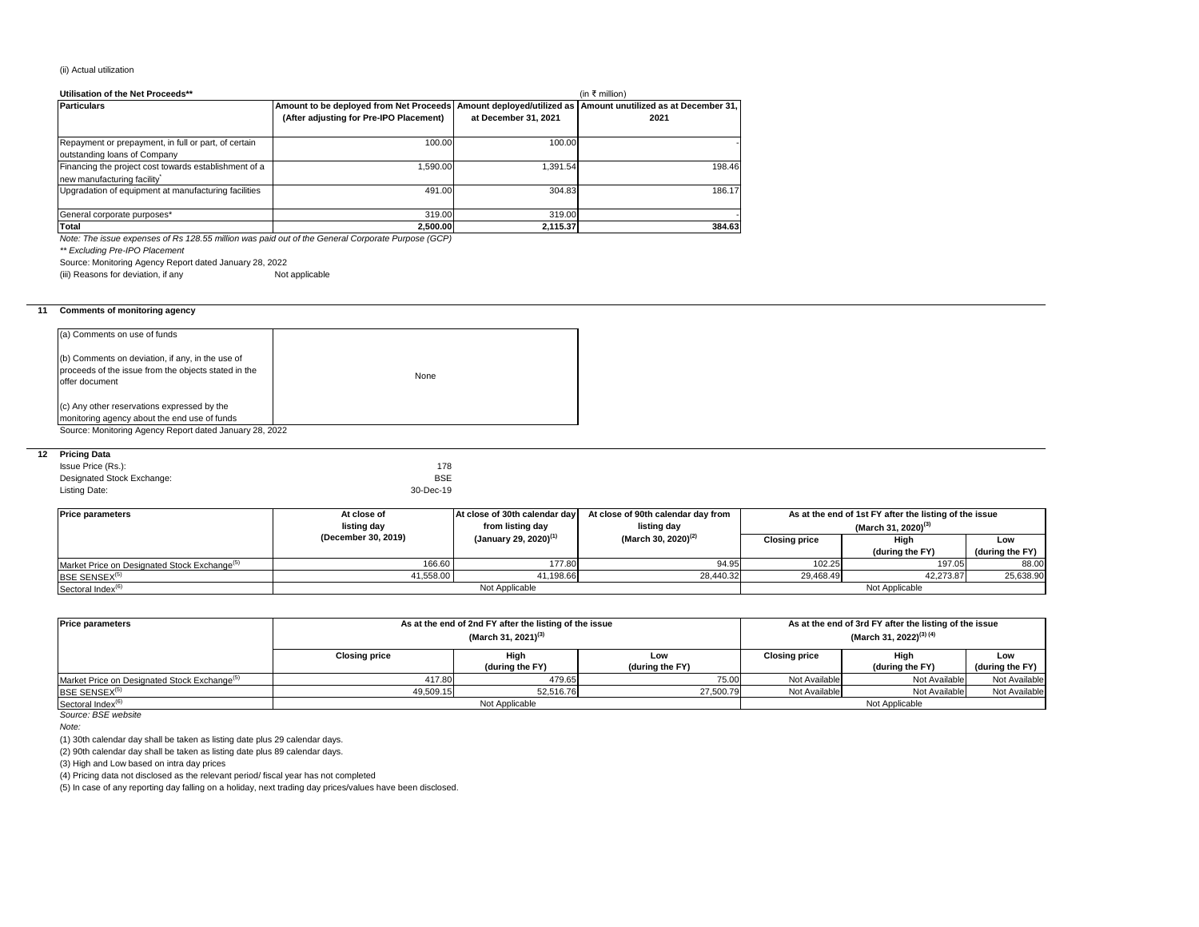(ii) Actual utilization

**Utilisation of the Net Proceeds**** (in ₹ million)

| Particulars | Amount to be deployed from Net Proceeds (After adjusting for Pre-IPO Placement) | Amount deployed/utilized as at December 31, 2021 | Amount unutilized as at December 31, 2021 |
|---|---|---|---|
| Repayment or prepayment, in full or part, of certain outstanding loans of Company | 100.00 | 100.00 | - |
| Financing the project cost towards establishment of a new manufacturing facility* | 1,590.00 | 1,391.54 | 198.46 |
| Upgradation of equipment at manufacturing facilities | 491.00 | 304.83 | 186.17 |
| General corporate purposes* | 319.00 | 319.00 | - |
| **Total** | **2,500.00** | **2,115.37** | **384.63** |

*Note: The issue expenses of Rs 128.55 million was paid out of the General Corporate Purpose (GCP)*

*** Excluding Pre-IPO Placement*

Source: Monitoring Agency Report dated January 28, 2022

(iii) Reasons for deviation, if any — Not applicable

## 11 Comments of monitoring agency

| | |
|---|---|
| (a) Comments on use of funds | None |
| (b) Comments on deviation, if any, in the use of proceeds of the issue from the objects stated in the offer document | |
| (c) Any other reservations expressed by the monitoring agency about the end use of funds | |

Source: Monitoring Agency Report dated January 28, 2022

## 12 Pricing Data

Issue Price (Rs.): 178

Designated Stock Exchange: BSE

Listing Date: 30-Dec-19

| Price parameters | At close of listing day (December 30, 2019) | At close of 30th calendar day from listing day (January 29, 2020)(1) | At close of 90th calendar day from listing day (March 30, 2020)(2) | As at the end of 1st FY after the listing of the issue (March 31, 2020)(3) | | |
|---|---|---|---|---|---|---|
| | | | | Closing price | High (during the FY) | Low (during the FY) |
| Market Price on Designated Stock Exchange(5) | 166.60 | 177.80 | 94.95 | 102.25 | 197.05 | 88.00 |
| BSE SENSEX(5) | 41,558.00 | 41,198.66 | 28,440.32 | 29,468.49 | 42,273.87 | 25,638.90 |
| Sectoral Index(6) | Not Applicable | | | Not Applicable | | |

| Price parameters | As at the end of 2nd FY after the listing of the issue (March 31, 2021)(3) | | | As at the end of 3rd FY after the listing of the issue (March 31, 2022)(3) (4) | | |
|---|---|---|---|---|---|---|
| | Closing price | High (during the FY) | Low (during the FY) | Closing price | High (during the FY) | Low (during the FY) |
| Market Price on Designated Stock Exchange(5) | 417.80 | 479.65 | 75.00 | Not Available | Not Available | Not Available |
| BSE SENSEX(5) | 49,509.15 | 52,516.76 | 27,500.79 | Not Available | Not Available | Not Available |
| Sectoral Index(6) | Not Applicable | | | Not Applicable | | |

*Source: BSE website*

*Note:*

(1) 30th calendar day shall be taken as listing date plus 29 calendar days.

(2) 90th calendar day shall be taken as listing date plus 89 calendar days.

(3) High and Low based on intra day prices

(4) Pricing data not disclosed as the relevant period/ fiscal year has not completed

(5) In case of any reporting day falling on a holiday, next trading day prices/values have been disclosed.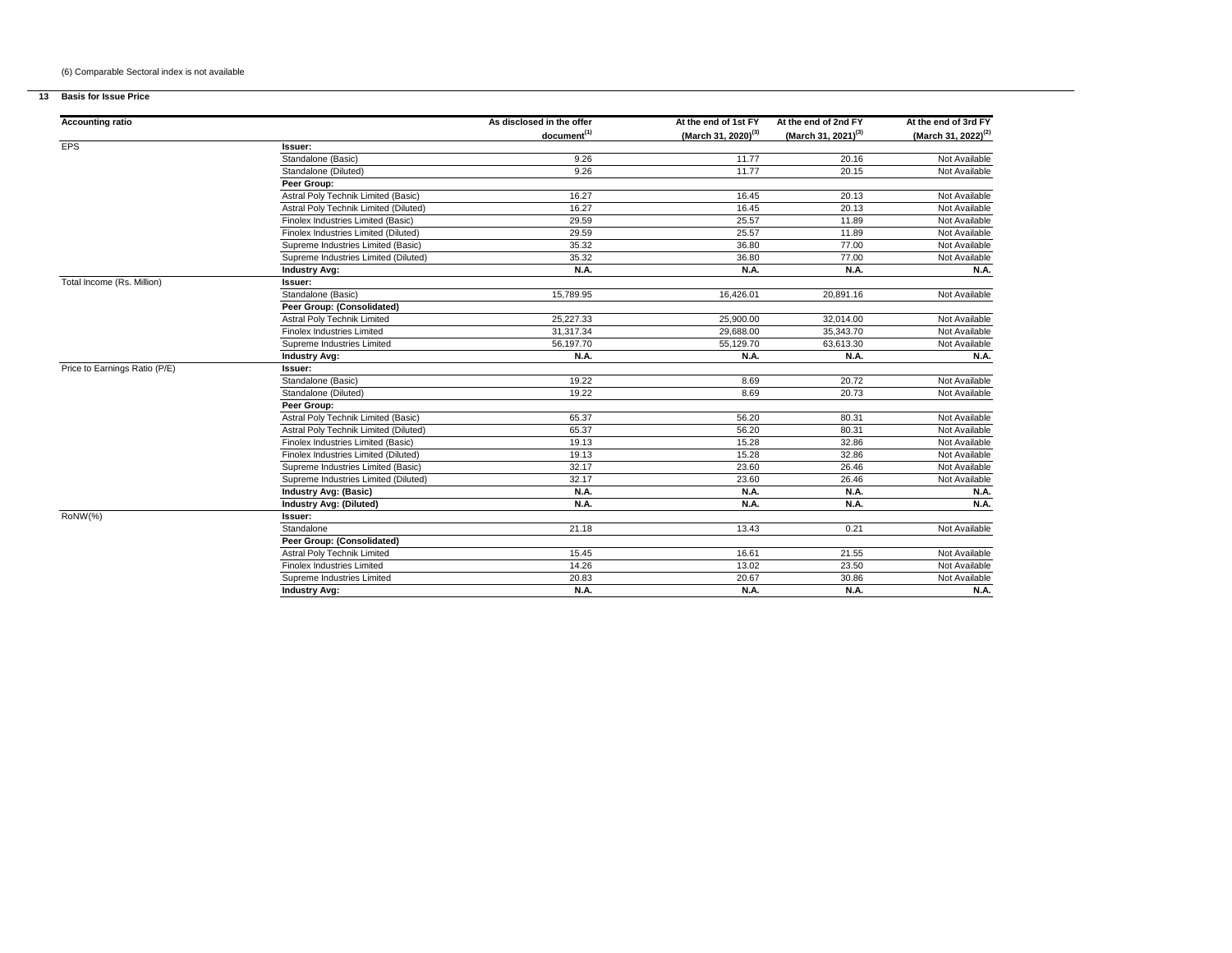(6) Comparable Sectoral index is not available

**13 Basis for Issue Price**

| Accounting ratio | | As disclosed in the offer document[(1)] | At the end of 1st FY (March 31, 2020)[(3)] | At the end of 2nd FY (March 31, 2021)[(3)] | At the end of 3rd FY (March 31, 2022)[(2)] |
|---|---|---|---|---|---|
| EPS | **Issuer:** | | | | |
| | Standalone (Basic) | 9.26 | 11.77 | 20.16 | Not Available |
| | Standalone (Diluted) | 9.26 | 11.77 | 20.15 | Not Available |
| | **Peer Group:** | | | | |
| | Astral Poly Technik Limited (Basic) | 16.27 | 16.45 | 20.13 | Not Available |
| | Astral Poly Technik Limited (Diluted) | 16.27 | 16.45 | 20.13 | Not Available |
| | Finolex Industries Limited (Basic) | 29.59 | 25.57 | 11.89 | Not Available |
| | Finolex Industries Limited (Diluted) | 29.59 | 25.57 | 11.89 | Not Available |
| | Supreme Industries Limited (Basic) | 35.32 | 36.80 | 77.00 | Not Available |
| | Supreme Industries Limited (Diluted) | 35.32 | 36.80 | 77.00 | Not Available |
| | **Industry Avg:** | **N.A.** | **N.A.** | **N.A.** | **N.A.** |
| Total Income (Rs. Million) | **Issuer:** | | | | |
| | Standalone (Basic) | 15,789.95 | 16,426.01 | 20,891.16 | Not Available |
| | **Peer Group: (Consolidated)** | | | | |
| | Astral Poly Technik Limited | 25,227.33 | 25,900.00 | 32,014.00 | Not Available |
| | Finolex Industries Limited | 31,317.34 | 29,688.00 | 35,343.70 | Not Available |
| | Supreme Industries Limited | 56,197.70 | 55,129.70 | 63,613.30 | Not Available |
| | **Industry Avg:** | **N.A.** | **N.A.** | **N.A.** | **N.A.** |
| Price to Earnings Ratio (P/E) | **Issuer:** | | | | |
| | Standalone (Basic) | 19.22 | 8.69 | 20.72 | Not Available |
| | Standalone (Diluted) | 19.22 | 8.69 | 20.73 | Not Available |
| | **Peer Group:** | | | | |
| | Astral Poly Technik Limited (Basic) | 65.37 | 56.20 | 80.31 | Not Available |
| | Astral Poly Technik Limited (Diluted) | 65.37 | 56.20 | 80.31 | Not Available |
| | Finolex Industries Limited (Basic) | 19.13 | 15.28 | 32.86 | Not Available |
| | Finolex Industries Limited (Diluted) | 19.13 | 15.28 | 32.86 | Not Available |
| | Supreme Industries Limited (Basic) | 32.17 | 23.60 | 26.46 | Not Available |
| | Supreme Industries Limited (Diluted) | 32.17 | 23.60 | 26.46 | Not Available |
| | **Industry Avg: (Basic)** | **N.A.** | **N.A.** | **N.A.** | **N.A.** |
| | **Industry Avg: (Diluted)** | **N.A.** | **N.A.** | **N.A.** | **N.A.** |
| RoNW(%) | **Issuer:** | | | | |
| | Standalone | 21.18 | 13.43 | 0.21 | Not Available |
| | **Peer Group: (Consolidated)** | | | | |
| | Astral Poly Technik Limited | 15.45 | 16.61 | 21.55 | Not Available |
| | Finolex Industries Limited | 14.26 | 13.02 | 23.50 | Not Available |
| | Supreme Industries Limited | 20.83 | 20.67 | 30.86 | Not Available |
| | **Industry Avg:** | **N.A.** | **N.A.** | **N.A.** | **N.A.** |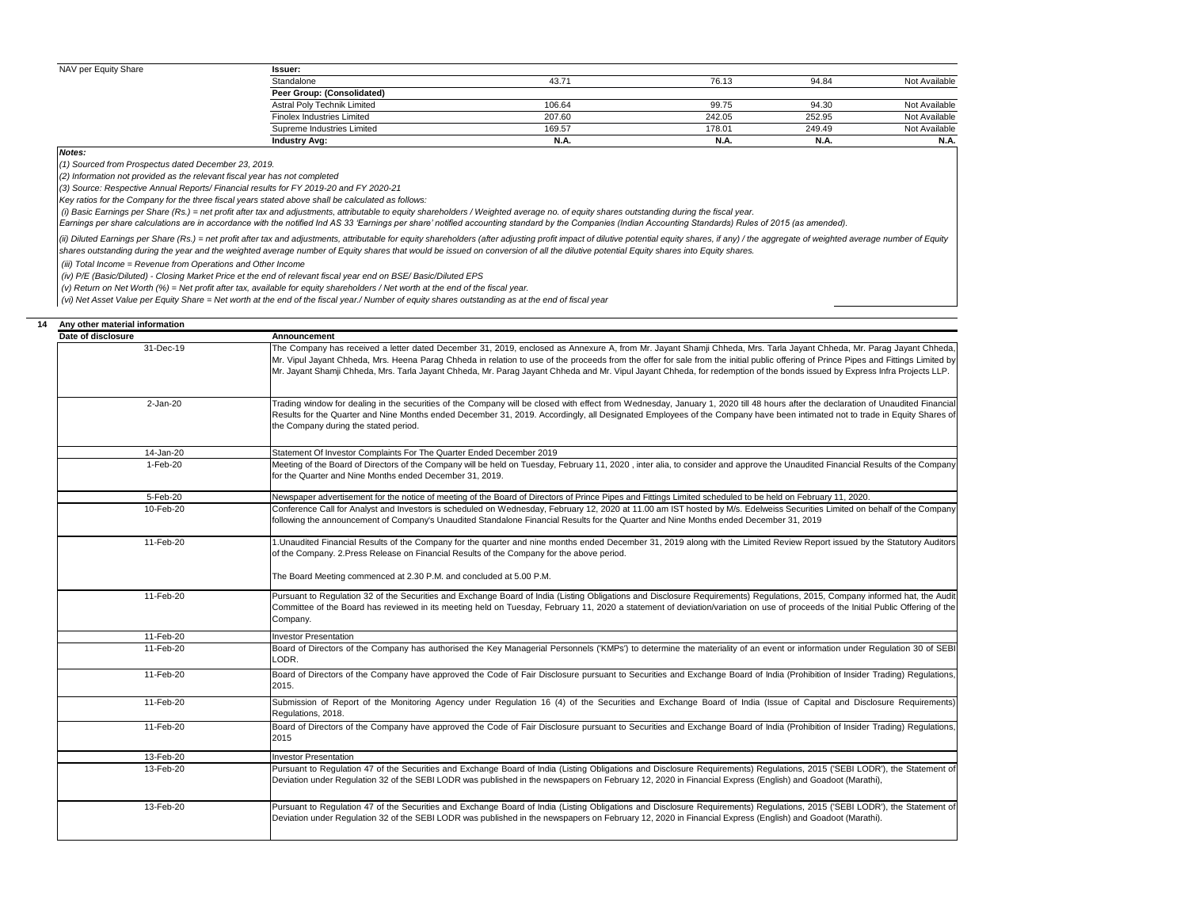| NAV per Equity Share | Issuer: | | | | |
|---|---|---|---|---|---|
| | Standalone | 43.71 | 76.13 | 94.84 | Not Available |
| | **Peer Group: (Consolidated)** | | | | |
| | Astral Poly Technik Limited | 106.64 | 99.75 | 94.30 | Not Available |
| | Finolex Industries Limited | 207.60 | 242.05 | 252.95 | Not Available |
| | Supreme Industries Limited | 169.57 | 178.01 | 249.49 | Not Available |
| | **Industry Avg:** | **N.A.** | **N.A.** | **N.A.** | **N.A.** |

***Notes:***

*(1) Sourced from Prospectus dated December 23, 2019.*

*(2) Information not provided as the relevant fiscal year has not completed*

*(3) Source: Respective Annual Reports/ Financial results for FY 2019-20 and FY 2020-21*

*Key ratios for the Company for the three fiscal years stated above shall be calculated as follows:*

*(i) Basic Earnings per Share (Rs.) = net profit after tax and adjustments, attributable to equity shareholders / Weighted average no. of equity shares outstanding during the fiscal year.*

*Earnings per share calculations are in accordance with the notified Ind AS 33 'Earnings per share' notified accounting standard by the Companies (Indian Accounting Standards) Rules of 2015 (as amended).*

*(ii) Diluted Earnings per Share (Rs.) = net profit after tax and adjustments, attributable for equity shareholders (after adjusting profit impact of dilutive potential equity shares, if any) / the aggregate of weighted average number of Equity shares outstanding during the year and the weighted average number of Equity shares that would be issued on conversion of all the dilutive potential Equity shares into Equity shares.*

*(iii) Total Income = Revenue from Operations and Other Income*

*(iv) P/E (Basic/Diluted) - Closing Market Price et the end of relevant fiscal year end on BSE/ Basic/Diluted EPS*

*(v) Return on Net Worth (%) = Net profit after tax, available for equity shareholders / Net worth at the end of the fiscal year.*

*(vi) Net Asset Value per Equity Share = Net worth at the end of the fiscal year./ Number of equity shares outstanding as at the end of fiscal year*

**14 Any other material information**

| Date of disclosure | Announcement |
|---|---|
| 31-Dec-19 | The Company has received a letter dated December 31, 2019, enclosed as Annexure A, from Mr. Jayant Shamji Chheda, Mrs. Tarla Jayant Chheda, Mr. Parag Jayant Chheda, Mr. Vipul Jayant Chheda, Mrs. Heena Parag Chheda in relation to use of the proceeds from the offer for sale from the initial public offering of Prince Pipes and Fittings Limited by Mr. Jayant Shamji Chheda, Mrs. Tarla Jayant Chheda, Mr. Parag Jayant Chheda and Mr. Vipul Jayant Chheda, for redemption of the bonds issued by Express Infra Projects LLP. |
| 2-Jan-20 | Trading window for dealing in the securities of the Company will be closed with effect from Wednesday, January 1, 2020 till 48 hours after the declaration of Unaudited Financial Results for the Quarter and Nine Months ended December 31, 2019. Accordingly, all Designated Employees of the Company have been intimated not to trade in Equity Shares of the Company during the stated period. |
| 14-Jan-20 | Statement Of Investor Complaints For The Quarter Ended December 2019 |
| 1-Feb-20 | Meeting of the Board of Directors of the Company will be held on Tuesday, February 11, 2020 , inter alia, to consider and approve the Unaudited Financial Results of the Company for the Quarter and Nine Months ended December 31, 2019. |
| 5-Feb-20 | Newspaper advertisement for the notice of meeting of the Board of Directors of Prince Pipes and Fittings Limited scheduled to be held on February 11, 2020. |
| 10-Feb-20 | Conference Call for Analyst and Investors is scheduled on Wednesday, February 12, 2020 at 11.00 am IST hosted by M/s. Edelweiss Securities Limited on behalf of the Company following the announcement of Company's Unaudited Standalone Financial Results for the Quarter and Nine Months ended December 31, 2019 |
| 11-Feb-20 | 1.Unaudited Financial Results of the Company for the quarter and nine months ended December 31, 2019 along with the Limited Review Report issued by the Statutory Auditors of the Company. 2.Press Release on Financial Results of the Company for the above period.<br><br>The Board Meeting commenced at 2.30 P.M. and concluded at 5.00 P.M. |
| 11-Feb-20 | Pursuant to Regulation 32 of the Securities and Exchange Board of India (Listing Obligations and Disclosure Requirements) Regulations, 2015, Company informed hat, the Audit Committee of the Board has reviewed in its meeting held on Tuesday, February 11, 2020 a statement of deviation/variation on use of proceeds of the Initial Public Offering of the Company. |
| 11-Feb-20 | Investor Presentation |
| 11-Feb-20 | Board of Directors of the Company has authorised the Key Managerial Personnels ('KMPs') to determine the materiality of an event or information under Regulation 30 of SEBI LODR. |
| 11-Feb-20 | Board of Directors of the Company have approved the Code of Fair Disclosure pursuant to Securities and Exchange Board of India (Prohibition of Insider Trading) Regulations, 2015. |
| 11-Feb-20 | Submission of Report of the Monitoring Agency under Regulation 16 (4) of the Securities and Exchange Board of India (Issue of Capital and Disclosure Requirements) Regulations, 2018. |
| 11-Feb-20 | Board of Directors of the Company have approved the Code of Fair Disclosure pursuant to Securities and Exchange Board of India (Prohibition of Insider Trading) Regulations, 2015 |
| 13-Feb-20 | Investor Presentation |
| 13-Feb-20 | Pursuant to Regulation 47 of the Securities and Exchange Board of India (Listing Obligations and Disclosure Requirements) Regulations, 2015 ('SEBI LODR'), the Statement of Deviation under Regulation 32 of the SEBI LODR was published in the newspapers on February 12, 2020 in Financial Express (English) and Goadoot (Marathi), |
| 13-Feb-20 | Pursuant to Regulation 47 of the Securities and Exchange Board of India (Listing Obligations and Disclosure Requirements) Regulations, 2015 ('SEBI LODR'), the Statement of Deviation under Regulation 32 of the SEBI LODR was published in the newspapers on February 12, 2020 in Financial Express (English) and Goadoot (Marathi). |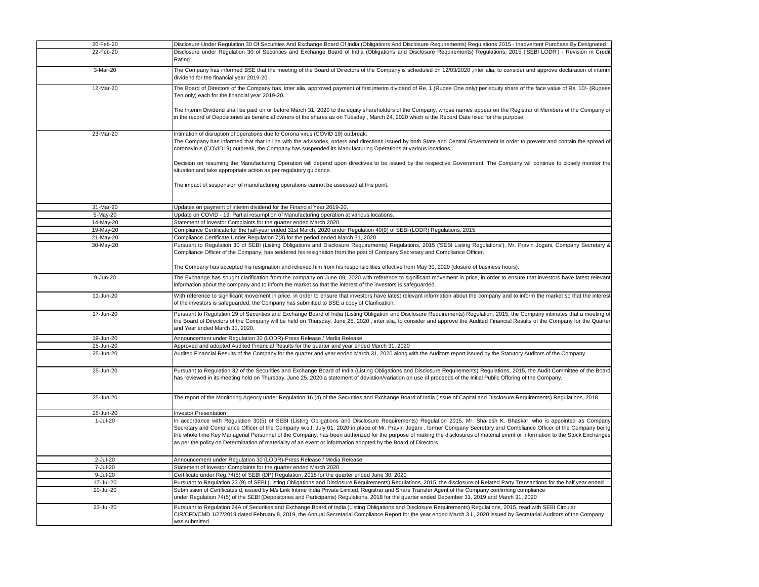| | |
|---|---|
| 20-Feb-20 | Disclosure Under Regulation 30 Of Securities And Exchange Board Of India (Obligations And Disclosure Requirements) Regulations 2015 - Inadvertent Purchase By Designated |
| 22-Feb-20 | Disclosure under Regulation 30 of Securities and Exchange Board of India (Obligations and Disclosure Requirements) Regulations, 2015 ('SEBI LODR') - Revision in Credit Rating |
| 3-Mar-20 | The Company has informed BSE that the meeting of the Board of Directors of the Company is scheduled on 12/03/2020 ,inter alia, to consider and approve declaration of interim dividend for the financial year 2019-20. |
| 12-Mar-20 | The Board of Directors of the Company has, inter alia, approved payment of first interim dividend of Re. 1 (Rupee One only) per equity share of the face value of Rs. 10/- (Rupees Ten only) each for the financial year 2019-20.<br><br>The Interim Dividend shall be paid on or before March 31, 2020 to the equity shareholders of the Company, whose names appear on the Registrar of Members of the Company or in the record of Depositories as beneficial owners of the shares as on Tuesday , March 24, 2020 which is the Record Date fixed for this purpose. |
| 23-Mar-20 | Intimation of disruption of operations due to Corona virus (COVID 19) outbreak:<br>The Company has informed that that in line with the advisories, orders and directions issued by both State and Central Government in order to prevent and contain the spread of coronavirus (COVID19) outbreak, the Company has suspended its Manufacturing Operations at various locations.<br><br>Decision on resuming the Manufacturing Operation will depend upon directives to be issued by the respective Government. The Company will continue to closely monitor the situation and take appropriate action as per regulatory guidance.<br><br>The impact of suspension of manufacturing operations cannot be assessed at this point. |
| 31-Mar-20 | Updates on payment of interim dividend for the Financial Year 2019-20. |
| 5-May-20 | Update on COVID - 19: Partial resumption of Manufacturing operation at various locations. |
| 14-May-20 | Statement of Investor Complaints for the quarter ended March 2020 |
| 19-May-20 | Compliance Certificate for the half-year ended 31st March, 2020 under Regulation 40(9) of SEBI (LODR) Regulations, 2015. |
| 21-May-20 | Compliance Certificate Under Regulation 7(3) for the period ended March 31, 2020 |
| 30-May-20 | Pursuant to Regulation 30 of SEBI (Listing Obligations and Disclosure Requirements) Regulations, 2015 ('SEBI Listing Regulations'), Mr. Pravin Jogani, Company Secretary & Compliance Officer of the Company, has tendered his resignation from the post of Company Secretary and Compliance Officer.<br><br>The Company has accepted his resignation and relieved him from his responsibilities effective from May 30, 2020 (closure of business hours). |
| 9-Jun-20 | The Exchange has sought clarification from the company on June 09, 2020 with reference to significant movement in price, in order to ensure that investors have latest relevant information about the company and to inform the market so that the interest of the investors is safeguarded. |
| 11-Jun-20 | With reference to significant movement in price, in order to ensure that investors have latest relevant information about the company and to inform the market so that the interest of the investors is safeguarded, the Company has submitted to BSE a copy of Clarification. |
| 17-Jun-20 | Pursuant to Regulation 29 of Securities and Exchange Board of India (Listing Obligation and Disclosure Requirements) Regulation, 2015, the Company intimates that a meeting of the Board of Directors of the Company will be held on Thursday, June 25, 2020 , inter alia, to consider and approve the Audited Financial Results of the Company for the Quarter and Year ended March 31, 2020. |
| 19-Jun-20 | Announcement under Regulation 30 (LODR)-Press Release / Media Release |
| 25-Jun-20 | Approved and adopted Audited Financial Results for the quarter and year ended March 31, 2020 |
| 25-Jun-20 | Audited Financial Results of the Company for the quarter and year ended March 31, 2020 along with the Auditors report issued by the Statutory Auditors of the Company. |
| 25-Jun-20 | Pursuant to Regulation 32 of the Securities and Exchange Board of India (Listing Obligations and Disclosure Requirements) Regulations, 2015, the Audit Committee of the Board has reviewed in its meeting held on Thursday, June 25, 2020 a statement of deviation/variation on use of proceeds of the Initial Public Offering of the Company. |
| 25-Jun-20 | The report of the Monitoring Agency under Regulation 16 (4) of the Securities and Exchange Board of India (Issue of Capital and Disclosure Requirements) Regulations, 2018. |
| 25-Jun-20 | Investor Presentation |
| 1-Jul-20 | In accordance with Regulation 30(5) of SEBI (Listing Obligations and Disclosure Requirements) Regulation 2015, Mr. Shailesh K. Bhaskar, who is appointed as Company Secretary and Compliance Officer of the Company w.e.f. July 01, 2020 in place of Mr. Pravin Jogani , former Company Secretary and Compliance Officer of the Company being the whole time Key Managerial Personnel of the Company, has been authorized for the purpose of making the disclosures of material event or information to the Stock Exchanges as per the policy on Determination of materiality of an event or information adopted by the Board of Directors. |
| 2-Jul-20 | Announcement under Regulation 30 (LODR)-Press Release / Media Release |
| 7-Jul-20 | Statement of Investor Complaints for the quarter ended March 2020 |
| 9-Jul-20 | Certificate under Reg.74(5) of SEBI (DP) Regulation, 2018 for the quarter ended June 30, 2020 |
| 17-Jul-20 | Pursuant to Regulation 23 (9) of SEBI (Listing Obligations and Disclosure Requirements) Regulations, 2015, the disclosure of Related Party Transactions for the half year ended |
| 20-Jul-20 | Submission of Certificates d, issued by M/s Link Intirne India Private Limited, Registrar and Share Transfer Agent of the Company confirming compliance under Regulation 74(5) of the SEBI (Depositories and Participants) Regulations, 2018 for the quarter ended December 31, 2019 and March 31, 2020 |
| 23-Jul-20 | Pursuant to Regulation 24A of Securities and Exchange Board of India (Listing Obligations and Disclosure Requirements) Regulations, 2015, read with SEBI Circular CIR/CFD/CMD 1/27/2019 dated February 8, 2019, the Annual Secretarial Compliance Report for the year ended March 3 L, 2020 issued by Secretarial Auditors of the Company was submitted |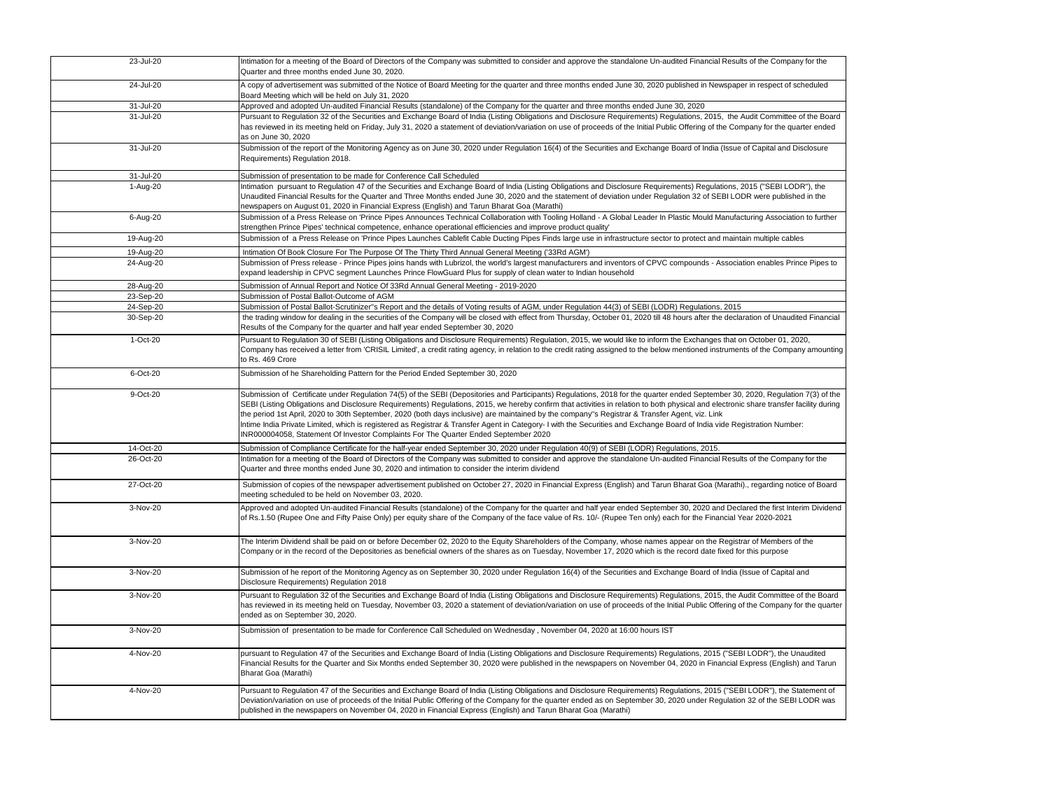| | |
|---|---|
| 23-Jul-20 | Intimation for a meeting of the Board of Directors of the Company was submitted to consider and approve the standalone Un-audited Financial Results of the Company for the Quarter and three months ended June 30, 2020. |
| 24-Jul-20 | A copy of advertisement was submitted of the Notice of Board Meeting for the quarter and three months ended June 30, 2020 published in Newspaper in respect of scheduled Board Meeting which will be held on July 31, 2020 |
| 31-Jul-20 | Approved and adopted Un-audited Financial Results (standalone) of the Company for the quarter and three months ended June 30, 2020 |
| 31-Jul-20 | Pursuant to Regulation 32 of the Securities and Exchange Board of India (Listing Obligations and Disclosure Requirements) Regulations, 2015, the Audit Committee of the Board has reviewed in its meeting held on Friday, July 31, 2020 a statement of deviation/variation on use of proceeds of the Initial Public Offering of the Company for the quarter ended as on June 30, 2020 |
| 31-Jul-20 | Submission of the report of the Monitoring Agency as on June 30, 2020 under Regulation 16(4) of the Securities and Exchange Board of India (Issue of Capital and Disclosure Requirements) Regulation 2018. |
| 31-Jul-20 | Submission of presentation to be made for Conference Call Scheduled |
| 1-Aug-20 | Intimation pursuant to Regulation 47 of the Securities and Exchange Board of India (Listing Obligations and Disclosure Requirements) Regulations, 2015 ("SEBI LODR"), the Unaudited Financial Results for the Quarter and Three Months ended June 30, 2020 and the statement of deviation under Regulation 32 of SEBI LODR were published in the newspapers on August 01, 2020 in Financial Express (English) and Tarun Bharat Goa (Marathi) |
| 6-Aug-20 | Submission of a Press Release on 'Prince Pipes Announces Technical Collaboration with Tooling Holland - A Global Leader In Plastic Mould Manufacturing Association to further strengthen Prince Pipes' technical competence, enhance operational efficiencies and improve product quality' |
| 19-Aug-20 | Submission of a Press Release on 'Prince Pipes Launches Cablefit Cable Ducting Pipes Finds large use in infrastructure sector to protect and maintain multiple cables |
| 19-Aug-20 | Intimation Of Book Closure For The Purpose Of The Thirty Third Annual General Meeting ('33Rd AGM') |
| 24-Aug-20 | Submission of Press release - Prince Pipes joins hands with Lubrizol, the world's largest manufacturers and inventors of CPVC compounds - Association enables Prince Pipes to expand leadership in CPVC segment Launches Prince FlowGuard Plus for supply of clean water to Indian household |
| 28-Aug-20 | Submission of Annual Report and Notice Of 33Rd Annual General Meeting - 2019-2020 |
| 23-Sep-20 | Submission of Postal Ballot-Outcome of AGM |
| 24-Sep-20 | Submission of Postal Ballot-Scrutinizer"s Report and the details of Voting results of AGM, under Regulation 44(3) of SEBI (LODR) Regulations, 2015 |
| 30-Sep-20 | the trading window for dealing in the securities of the Company will be closed with effect from Thursday, October 01, 2020 till 48 hours after the declaration of Unaudited Financial Results of the Company for the quarter and half year ended September 30, 2020 |
| 1-Oct-20 | Pursuant to Regulation 30 of SEBI (Listing Obligations and Disclosure Requirements) Regulation, 2015, we would like to inform the Exchanges that on October 01, 2020, Company has received a letter from 'CRISIL Limited', a credit rating agency, in relation to the credit rating assigned to the below mentioned instruments of the Company amounting to Rs. 469 Crore |
| 6-Oct-20 | Submission of he Shareholding Pattern for the Period Ended September 30, 2020 |
| 9-Oct-20 | Submission of Certificate under Regulation 74(5) of the SEBI (Depositories and Participants) Regulations, 2018 for the quarter ended September 30, 2020, Regulation 7(3) of the SEBI (Listing Obligations and Disclosure Requirements) Regulations, 2015, we hereby confirm that activities in relation to both physical and electronic share transfer facility during the period 1st April, 2020 to 30th September, 2020 (both days inclusive) are maintained by the company"s Registrar & Transfer Agent, viz. Link Intime India Private Limited, which is registered as Registrar & Transfer Agent in Category- I with the Securities and Exchange Board of India vide Registration Number: INR000004058, Statement Of Investor Complaints For The Quarter Ended September 2020 |
| 14-Oct-20 | Submission of Compliance Certificate for the half-year ended September 30, 2020 under Regulation 40(9) of SEBI (LODR) Regulations, 2015. |
| 26-Oct-20 | Intimation for a meeting of the Board of Directors of the Company was submitted to consider and approve the standalone Un-audited Financial Results of the Company for the Quarter and three months ended June 30, 2020 and intimation to consider the interim dividend |
| 27-Oct-20 | Submission of copies of the newspaper advertisement published on October 27, 2020 in Financial Express (English) and Tarun Bharat Goa (Marathi)., regarding notice of Board meeting scheduled to be held on November 03, 2020. |
| 3-Nov-20 | Approved and adopted Un-audited Financial Results (standalone) of the Company for the quarter and half year ended September 30, 2020 and Declared the first Interim Dividend of Rs.1.50 (Rupee One and Fifty Paise Only) per equity share of the Company of the face value of Rs. 10/- (Rupee Ten only) each for the Financial Year 2020-2021 |
| 3-Nov-20 | The Interim Dividend shall be paid on or before December 02, 2020 to the Equity Shareholders of the Company, whose names appear on the Registrar of Members of the Company or in the record of the Depositories as beneficial owners of the shares as on Tuesday, November 17, 2020 which is the record date fixed for this purpose |
| 3-Nov-20 | Submission of he report of the Monitoring Agency as on September 30, 2020 under Regulation 16(4) of the Securities and Exchange Board of India (Issue of Capital and Disclosure Requirements) Regulation 2018 |
| 3-Nov-20 | Pursuant to Regulation 32 of the Securities and Exchange Board of India (Listing Obligations and Disclosure Requirements) Regulations, 2015, the Audit Committee of the Board has reviewed in its meeting held on Tuesday, November 03, 2020 a statement of deviation/variation on use of proceeds of the Initial Public Offering of the Company for the quarter ended as on September 30, 2020. |
| 3-Nov-20 | Submission of presentation to be made for Conference Call Scheduled on Wednesday , November 04, 2020 at 16:00 hours IST |
| 4-Nov-20 | pursuant to Regulation 47 of the Securities and Exchange Board of India (Listing Obligations and Disclosure Requirements) Regulations, 2015 ("SEBI LODR"), the Unaudited Financial Results for the Quarter and Six Months ended September 30, 2020 were published in the newspapers on November 04, 2020 in Financial Express (English) and Tarun Bharat Goa (Marathi) |
| 4-Nov-20 | Pursuant to Regulation 47 of the Securities and Exchange Board of India (Listing Obligations and Disclosure Requirements) Regulations, 2015 ("SEBI LODR"), the Statement of Deviation/variation on use of proceeds of the Initial Public Offering of the Company for the quarter ended as on September 30, 2020 under Regulation 32 of the SEBI LODR was published in the newspapers on November 04, 2020 in Financial Express (English) and Tarun Bharat Goa (Marathi) |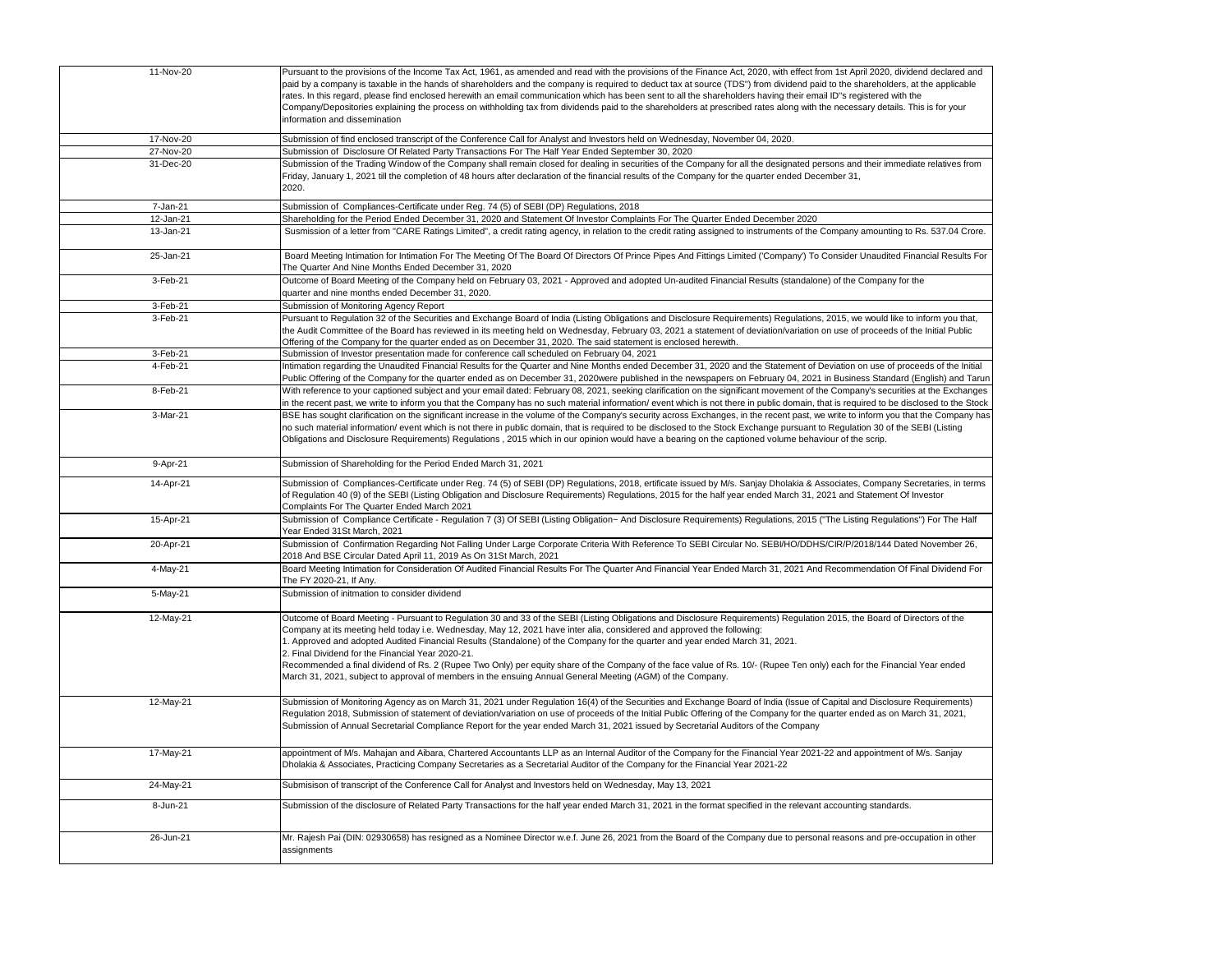| | |
|---|---|
| 11-Nov-20 | Pursuant to the provisions of the Income Tax Act, 1961, as amended and read with the provisions of the Finance Act, 2020, with effect from 1st April 2020, dividend declared and paid by a company is taxable in the hands of shareholders and the company is required to deduct tax at source (TDS") from dividend paid to the shareholders, at the applicable rates. In this regard, please find enclosed herewith an email communication which has been sent to all the shareholders having their email ID''s registered with the Company/Depositories explaining the process on withholding tax from dividends paid to the shareholders at prescribed rates along with the necessary details. This is for your information and dissemination |
| 17-Nov-20 | Submission of find enclosed transcript of the Conference Call for Analyst and Investors held on Wednesday, November 04, 2020. |
| 27-Nov-20 | Submission of Disclosure Of Related Party Transactions For The Half Year Ended September 30, 2020 |
| 31-Dec-20 | Submission of the Trading Window of the Company shall remain closed for dealing in securities of the Company for all the designated persons and their immediate relatives from Friday, January 1, 2021 till the completion of 48 hours after declaration of the financial results of the Company for the quarter ended December 31, 2020. |
| 7-Jan-21 | Submission of Compliances-Certificate under Reg. 74 (5) of SEBI (DP) Regulations, 2018 |
| 12-Jan-21 | Shareholding for the Period Ended December 31, 2020 and Statement Of Investor Complaints For The Quarter Ended December 2020 |
| 13-Jan-21 | Susmission of a letter from "CARE Ratings Limited", a credit rating agency, in relation to the credit rating assigned to instruments of the Company amounting to Rs. 537.04 Crore. |
| 25-Jan-21 | Board Meeting Intimation for Intimation For The Meeting Of The Board Of Directors Of Prince Pipes And Fittings Limited ('Company') To Consider Unaudited Financial Results For The Quarter And Nine Months Ended December 31, 2020 |
| 3-Feb-21 | Outcome of Board Meeting of the Company held on February 03, 2021 - Approved and adopted Un-audited Financial Results (standalone) of the Company for the quarter and nine months ended December 31, 2020. |
| 3-Feb-21 | Submission of Monitoring Agency Report |
| 3-Feb-21 | Pursuant to Regulation 32 of the Securities and Exchange Board of India (Listing Obligations and Disclosure Requirements) Regulations, 2015, we would like to inform you that, the Audit Committee of the Board has reviewed in its meeting held on Wednesday, February 03, 2021 a statement of deviation/variation on use of proceeds of the Initial Public Offering of the Company for the quarter ended as on December 31, 2020. The said statement is enclosed herewith. |
| 3-Feb-21 | Submission of Investor presentation made for conference call scheduled on February 04, 2021 |
| 4-Feb-21 | Intimation regarding the Unaudited Financial Results for the Quarter and Nine Months ended December 31, 2020 and the Statement of Deviation on use of proceeds of the Initial Public Offering of the Company for the quarter ended as on December 31, 2020were published in the newspapers on February 04, 2021 in Business Standard (English) and Tarun |
| 8-Feb-21 | With reference to your captioned subject and your email dated: February 08, 2021, seeking clarification on the significant movement of the Company's securities at the Exchanges in the recent past, we write to inform you that the Company has no such material information/ event which is not there in public domain, that is required to be disclosed to the Stock |
| 3-Mar-21 | BSE has sought clarification on the significant increase in the volume of the Company's security across Exchanges, in the recent past, we write to inform you that the Company has no such material information/ event which is not there in public domain, that is required to be disclosed to the Stock Exchange pursuant to Regulation 30 of the SEBI (Listing Obligations and Disclosure Requirements) Regulations , 2015 which in our opinion would have a bearing on the captioned volume behaviour of the scrip. |
| 9-Apr-21 | Submission of Shareholding for the Period Ended March 31, 2021 |
| 14-Apr-21 | Submission of Compliances-Certificate under Reg. 74 (5) of SEBI (DP) Regulations, 2018, ertificate issued by M/s. Sanjay Dholakia & Associates, Company Secretaries, in terms of Regulation 40 (9) of the SEBI (Listing Obligation and Disclosure Requirements) Regulations, 2015 for the half year ended March 31, 2021 and Statement Of Investor Complaints For The Quarter Ended March 2021 |
| 15-Apr-21 | Submission of Compliance Certificate - Regulation 7 (3) Of SEBI (Listing Obligation~ And Disclosure Requirements) Regulations, 2015 ("The Listing Regulations") For The Half Year Ended 31St March, 2021 |
| 20-Apr-21 | Submission of Confirmation Regarding Not Falling Under Large Corporate Criteria With Reference To SEBI Circular No. SEBI/HO/DDHS/CIR/P/2018/144 Dated November 26, 2018 And BSE Circular Dated April 11, 2019 As On 31St March, 2021 |
| 4-May-21 | Board Meeting Intimation for Consideration Of Audited Financial Results For The Quarter And Financial Year Ended March 31, 2021 And Recommendation Of Final Dividend For The FY 2020-21, If Any. |
| 5-May-21 | Submission of initmation to consider dividend |
| 12-May-21 | Outcome of Board Meeting - Pursuant to Regulation 30 and 33 of the SEBI (Listing Obligations and Disclosure Requirements) Regulation 2015, the Board of Directors of the Company at its meeting held today i.e. Wednesday, May 12, 2021 have inter alia, considered and approved the following:<br>1. Approved and adopted Audited Financial Results (Standalone) of the Company for the quarter and year ended March 31, 2021.<br>2. Final Dividend for the Financial Year 2020-21.<br>Recommended a final dividend of Rs. 2 (Rupee Two Only) per equity share of the Company of the face value of Rs. 10/- (Rupee Ten only) each for the Financial Year ended March 31, 2021, subject to approval of members in the ensuing Annual General Meeting (AGM) of the Company. |
| 12-May-21 | Submission of Monitoring Agency as on March 31, 2021 under Regulation 16(4) of the Securities and Exchange Board of India (Issue of Capital and Disclosure Requirements) Regulation 2018, Submission of statement of deviation/variation on use of proceeds of the Initial Public Offering of the Company for the quarter ended as on March 31, 2021, Submission of Annual Secretarial Compliance Report for the year ended March 31, 2021 issued by Secretarial Auditors of the Company |
| 17-May-21 | appointment of M/s. Mahajan and Aibara, Chartered Accountants LLP as an Internal Auditor of the Company for the Financial Year 2021-22 and appointment of M/s. Sanjay Dholakia & Associates, Practicing Company Secretaries as a Secretarial Auditor of the Company for the Financial Year 2021-22 |
| 24-May-21 | Submisison of transcript of the Conference Call for Analyst and Investors held on Wednesday, May 13, 2021 |
| 8-Jun-21 | Submission of the disclosure of Related Party Transactions for the half year ended March 31, 2021 in the format specified in the relevant accounting standards. |
| 26-Jun-21 | Mr. Rajesh Pai (DIN: 02930658) has resigned as a Nominee Director w.e.f. June 26, 2021 from the Board of the Company due to personal reasons and pre-occupation in other assignments |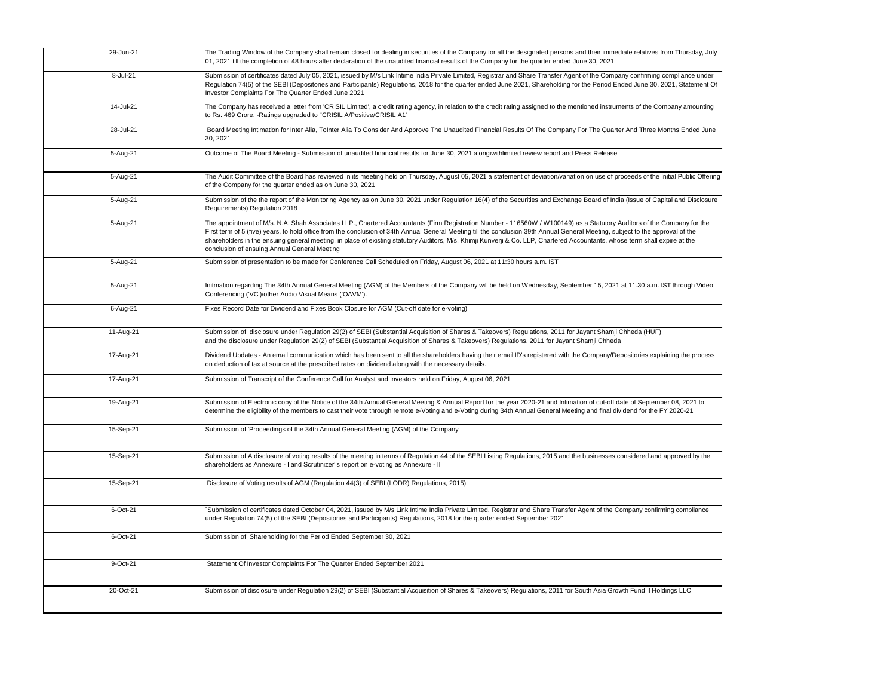| | |
|---|---|
| 29-Jun-21 | The Trading Window of the Company shall remain closed for dealing in securities of the Company for all the designated persons and their immediate relatives from Thursday, July 01, 2021 till the completion of 48 hours after declaration of the unaudited financial results of the Company for the quarter ended June 30, 2021 |
| 8-Jul-21 | Submission of certificates dated July 05, 2021, issued by M/s Link Intime India Private Limited, Registrar and Share Transfer Agent of the Company confirming compliance under Regulation 74(5) of the SEBI (Depositories and Participants) Regulations, 2018 for the quarter ended June 2021, Shareholding for the Period Ended June 30, 2021, Statement Of Investor Complaints For The Quarter Ended June 2021 |
| 14-Jul-21 | The Company has received a letter from 'CRISIL Limited', a credit rating agency, in relation to the credit rating assigned to the mentioned instruments of the Company amounting to Rs. 469 Crore. -Ratings upgraded to "CRISIL A/Positive/CRISIL A1' |
| 28-Jul-21 | Board Meeting Intimation for Inter Alia, ToInter Alia To Consider And Approve The Unaudited Financial Results Of The Company For The Quarter And Three Months Ended June 30, 2021 |
| 5-Aug-21 | Outcome of The Board Meeting - Submission of unaudited financial results for June 30, 2021 alongwithlimited review report and Press Release |
| 5-Aug-21 | The Audit Committee of the Board has reviewed in its meeting held on Thursday, August 05, 2021 a statement of deviation/variation on use of proceeds of the Initial Public Offering of the Company for the quarter ended as on June 30, 2021 |
| 5-Aug-21 | Submission of the the report of the Monitoring Agency as on June 30, 2021 under Regulation 16(4) of the Securities and Exchange Board of India (Issue of Capital and Disclosure Requirements) Regulation 2018 |
| 5-Aug-21 | The appointment of M/s. N.A. Shah Associates LLP., Chartered Accountants (Firm Registration Number - 116560W / W100149) as a Statutory Auditors of the Company for the First term of 5 (five) years, to hold office from the conclusion of 34th Annual General Meeting till the conclusion 39th Annual General Meeting, subject to the approval of the shareholders in the ensuing general meeting, in place of existing statutory Auditors, M/s. Khimji Kunverji & Co. LLP, Chartered Accountants, whose term shall expire at the conclusion of ensuing Annual General Meeting |
| 5-Aug-21 | Submission of presentation to be made for Conference Call Scheduled on Friday, August 06, 2021 at 11:30 hours a.m. IST |
| 5-Aug-21 | Initmation regarding The 34th Annual General Meeting (AGM) of the Members of the Company will be held on Wednesday, September 15, 2021 at 11.30 a.m. IST through Video Conferencing ('VC')/other Audio Visual Means ('OAVM'). |
| 6-Aug-21 | Fixes Record Date for Dividend and Fixes Book Closure for AGM (Cut-off date for e-voting) |
| 11-Aug-21 | Submission of disclosure under Regulation 29(2) of SEBI (Substantial Acquisition of Shares & Takeovers) Regulations, 2011 for Jayant Shamji Chheda (HUF) and the disclosure under Regulation 29(2) of SEBI (Substantial Acquisition of Shares & Takeovers) Regulations, 2011 for Jayant Shamji Chheda |
| 17-Aug-21 | Dividend Updates - An email communication which has been sent to all the shareholders having their email ID's registered with the Company/Depositories explaining the process on deduction of tax at source at the prescribed rates on dividend along with the necessary details. |
| 17-Aug-21 | Submission of Transcript of the Conference Call for Analyst and Investors held on Friday, August 06, 2021 |
| 19-Aug-21 | Submission of Electronic copy of the Notice of the 34th Annual General Meeting & Annual Report for the year 2020-21 and Intimation of cut-off date of September 08, 2021 to determine the eligibility of the members to cast their vote through remote e-Voting and e-Voting during 34th Annual General Meeting and final dividend for the FY 2020-21 |
| 15-Sep-21 | Submission of 'Proceedings of the 34th Annual General Meeting (AGM) of the Company |
| 15-Sep-21 | Submission of A disclosure of voting results of the meeting in terms of Regulation 44 of the SEBI Listing Regulations, 2015 and the businesses considered and approved by the shareholders as Annexure - I and Scrutinizer"s report on e-voting as Annexure - II |
| 15-Sep-21 | Disclosure of Voting results of AGM (Regulation 44(3) of SEBI (LODR) Regulations, 2015) |
| 6-Oct-21 | `Submission of certificates dated October 04, 2021, issued by M/s Link Intime India Private Limited, Registrar and Share Transfer Agent of the Company confirming compliance under Regulation 74(5) of the SEBI (Depositories and Participants) Regulations, 2018 for the quarter ended September 2021 |
| 6-Oct-21 | Submission of Shareholding for the Period Ended September 30, 2021 |
| 9-Oct-21 | Statement Of Investor Complaints For The Quarter Ended September 2021 |
| 20-Oct-21 | Submission of disclosure under Regulation 29(2) of SEBI (Substantial Acquisition of Shares & Takeovers) Regulations, 2011 for South Asia Growth Fund II Holdings LLC |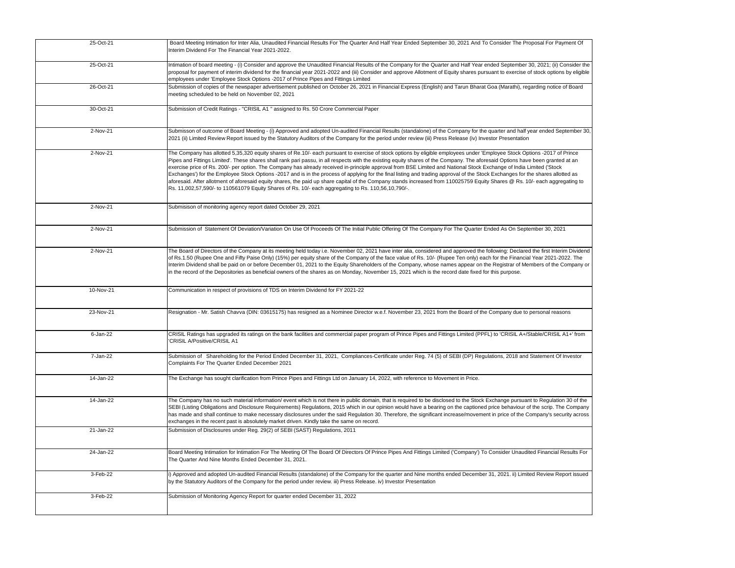| | |
|---|---|
| 25-Oct-21 | Board Meeting Intimation for Inter Alia, Unaudited Financial Results For The Quarter And Half Year Ended September 30, 2021 And To Consider The Proposal For Payment Of Interim Dividend For The Financial Year 2021-2022. |
| 25-Oct-21 | Intimation of board meeting - (i) Consider and approve the Unaudited Financial Results of the Company for the Quarter and Half Year ended September 30, 2021; (ii) Consider the proposal for payment of interim dividend for the financial year 2021-2022 and (iii) Consider and approve Allotment of Equity shares pursuant to exercise of stock options by eligible employees under 'Employee Stock Options -2017 of Prince Pipes and Fittings Limited |
| 26-Oct-21 | Submission of copies of the newspaper advertisement published on October 26, 2021 in Financial Express (English) and Tarun Bharat Goa (Marathi), regarding notice of Board meeting scheduled to be held on November 02, 2021 |
| 30-Oct-21 | Submission of Credit Ratings - "CRISIL A1 " assigned to Rs. 50 Crore Commercial Paper |
| 2-Nov-21 | Submisson of outcome of Board Meeting - (i) Approved and adopted Un-audited Financial Results (standalone) of the Company for the quarter and half year ended September 30, 2021 (ii) Limited Review Report issued by the Statutory Auditors of the Company for the period under review (iii) Press Release (iv) Investor Presentation |
| 2-Nov-21 | The Company has allotted 5,35,320 equity shares of Re.10/- each pursuant to exercise of stock options by eligible employees under 'Employee Stock Options -2017 of Prince Pipes and Fittings Limited'. These shares shall rank pari passu, in all respects with the existing equity shares of the Company. The aforesaid Options have been granted at an exercise price of Rs. 200/- per option. The Company has already received in-principle approval from BSE Limited and National Stock Exchange of India Limited ('Stock Exchanges') for the Employee Stock Options -2017 and is in the process of applying for the final listing and trading approval of the Stock Exchanges for the shares allotted as aforesaid. After allotment of aforesaid equity shares, the paid up share capital of the Company stands increased from 110025759 Equity Shares @ Rs. 10/- each aggregating to Rs. 11,002,57,590/- to 110561079 Equity Shares of Rs. 10/- each aggregating to Rs. 110,56,10,790/-. |
| 2-Nov-21 | Submisison of monitoring agency report dated October 29, 2021 |
| 2-Nov-21 | Submission of Statement Of Deviation/Variation On Use Of Proceeds Of The Initial Public Offering Of The Company For The Quarter Ended As On September 30, 2021 |
| 2-Nov-21 | The Board of Directors of the Company at its meeting held today i.e. November 02, 2021 have inter alia, considered and approved the following: Declared the first Interim Dividend of Rs.1.50 (Rupee One and Fifty Paise Only) (15%) per equity share of the Company of the face value of Rs. 10/- (Rupee Ten only) each for the Financial Year 2021-2022. The Interim Dividend shall be paid on or before December 01, 2021 to the Equity Shareholders of the Company, whose names appear on the Registrar of Members of the Company or in the record of the Depositories as beneficial owners of the shares as on Monday, November 15, 2021 which is the record date fixed for this purpose. |
| 10-Nov-21 | Communication in respect of provisions of TDS on Interim Dividend for FY 2021-22 |
| 23-Nov-21 | Resignation - Mr. Satish Chavva (DIN: 03615175) has resigned as a Nominee Director w.e.f. November 23, 2021 from the Board of the Company due to personal reasons |
| 6-Jan-22 | CRISIL Ratings has upgraded its ratings on the bank facilities and commercial paper program of Prince Pipes and Fittings Limited (PPFL) to 'CRISIL A+/Stable/CRISIL A1+' from 'CRISIL A/Positive/CRISIL A1 |
| 7-Jan-22 | Submission of Shareholding for the Period Ended December 31, 2021, Compliances-Certificate under Reg. 74 (5) of SEBI (DP) Regulations, 2018 and Statement Of Investor Complaints For The Quarter Ended December 2021 |
| 14-Jan-22 | The Exchange has sought clarification from Prince Pipes and Fittings Ltd on January 14, 2022, with reference to Movement in Price. |
| 14-Jan-22 | The Company has no such material information/ event which is not there in public domain, that is required to be disclosed to the Stock Exchange pursuant to Regulation 30 of the SEBI (Listing Obligations and Disclosure Requirements) Regulations, 2015 which in our opinion would have a bearing on the captioned price behaviour of the scrip. The Company has made and shall continue to make necessary disclosures under the said Regulation 30. Therefore, the significant increase/movement in price of the Company's security across exchanges in the recent past is absolutely market driven. Kindly take the same on record. |
| 21-Jan-22 | Submission of Disclosures under Reg. 29(2) of SEBI (SAST) Regulations, 2011 |
| 24-Jan-22 | Board Meeting Intimation for Intimation For The Meeting Of The Board Of Directors Of Prince Pipes And Fittings Limited ('Company') To Consider Unaudited Financial Results For The Quarter And Nine Months Ended December 31, 2021. |
| 3-Feb-22 | i) Approved and adopted Un-audited Financial Results (standalone) of the Company for the quarter and Nine months ended December 31, 2021. ii) Limited Review Report issued by the Statutory Auditors of the Company for the period under review. iii) Press Release. iv) Investor Presentation |
| 3-Feb-22 | Submission of Monitoring Agency Report for quarter ended December 31, 2022 |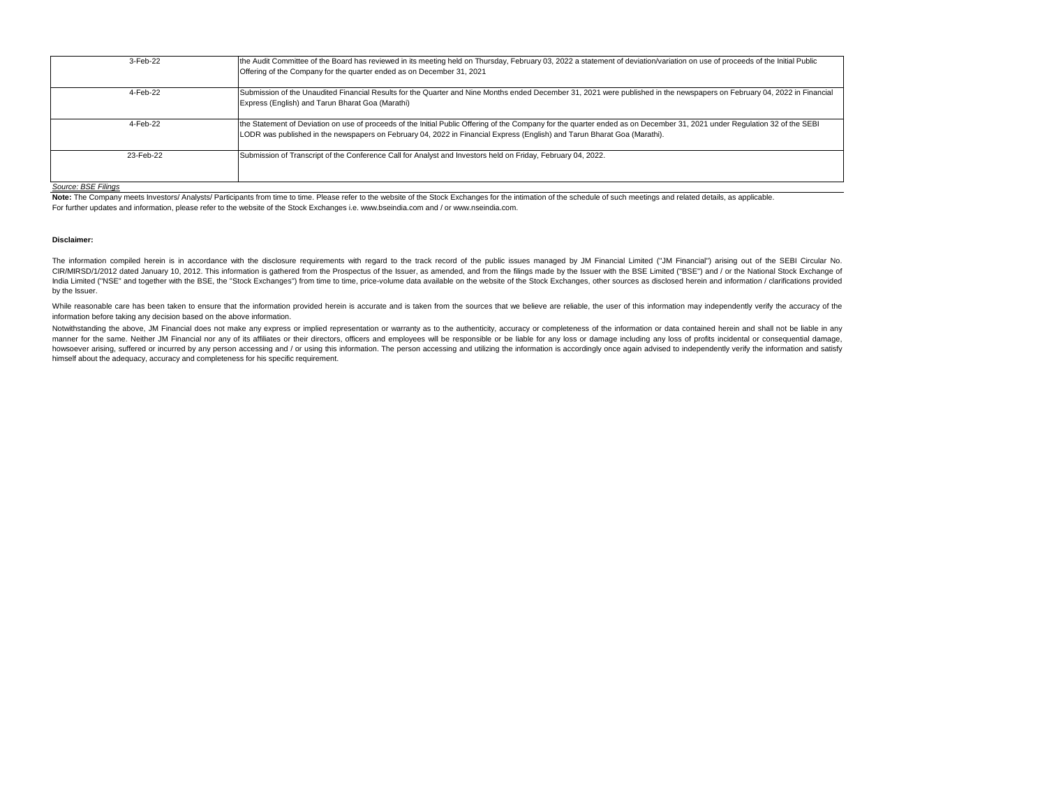| | |
|---|---|
| 3-Feb-22 | the Audit Committee of the Board has reviewed in its meeting held on Thursday, February 03, 2022 a statement of deviation/variation on use of proceeds of the Initial Public Offering of the Company for the quarter ended as on December 31, 2021 |
| 4-Feb-22 | Submission of the Unaudited Financial Results for the Quarter and Nine Months ended December 31, 2021 were published in the newspapers on February 04, 2022 in Financial Express (English) and Tarun Bharat Goa (Marathi) |
| 4-Feb-22 | the Statement of Deviation on use of proceeds of the Initial Public Offering of the Company for the quarter ended as on December 31, 2021 under Regulation 32 of the SEBI LODR was published in the newspapers on February 04, 2022 in Financial Express (English) and Tarun Bharat Goa (Marathi). |
| 23-Feb-22 | Submission of Transcript of the Conference Call for Analyst and Investors held on Friday, February 04, 2022. |

*Source: BSE Filings*

**Note:** The Company meets Investors/ Analysts/ Participants from time to time. Please refer to the website of the Stock Exchanges for the intimation of the schedule of such meetings and related details, as applicable.

For further updates and information, please refer to the website of the Stock Exchanges i.e. www.bseindia.com and / or www.nseindia.com.

**Disclaimer:**

The information compiled herein is in accordance with the disclosure requirements with regard to the track record of the public issues managed by JM Financial Limited ("JM Financial") arising out of the SEBI Circular No. CIR/MIRSD/1/2012 dated January 10, 2012. This information is gathered from the Prospectus of the Issuer, as amended, and from the filings made by the Issuer with the BSE Limited ("BSE") and / or the National Stock Exchange of India Limited ("NSE" and together with the BSE, the "Stock Exchanges") from time to time, price-volume data available on the website of the Stock Exchanges, other sources as disclosed herein and information / clarifications provided by the Issuer.

While reasonable care has been taken to ensure that the information provided herein is accurate and is taken from the sources that we believe are reliable, the user of this information may independently verify the accuracy of the information before taking any decision based on the above information.

Notwithstanding the above, JM Financial does not make any express or implied representation or warranty as to the authenticity, accuracy or completeness of the information or data contained herein and shall not be liable in any manner for the same. Neither JM Financial nor any of its affiliates or their directors, officers and employees will be responsible or be liable for any loss or damage including any loss of profits incidental or consequential damage, howsoever arising, suffered or incurred by any person accessing and / or using this information. The person accessing and utilizing the information is accordingly once again advised to independently verify the information and satisfy himself about the adequacy, accuracy and completeness for his specific requirement.